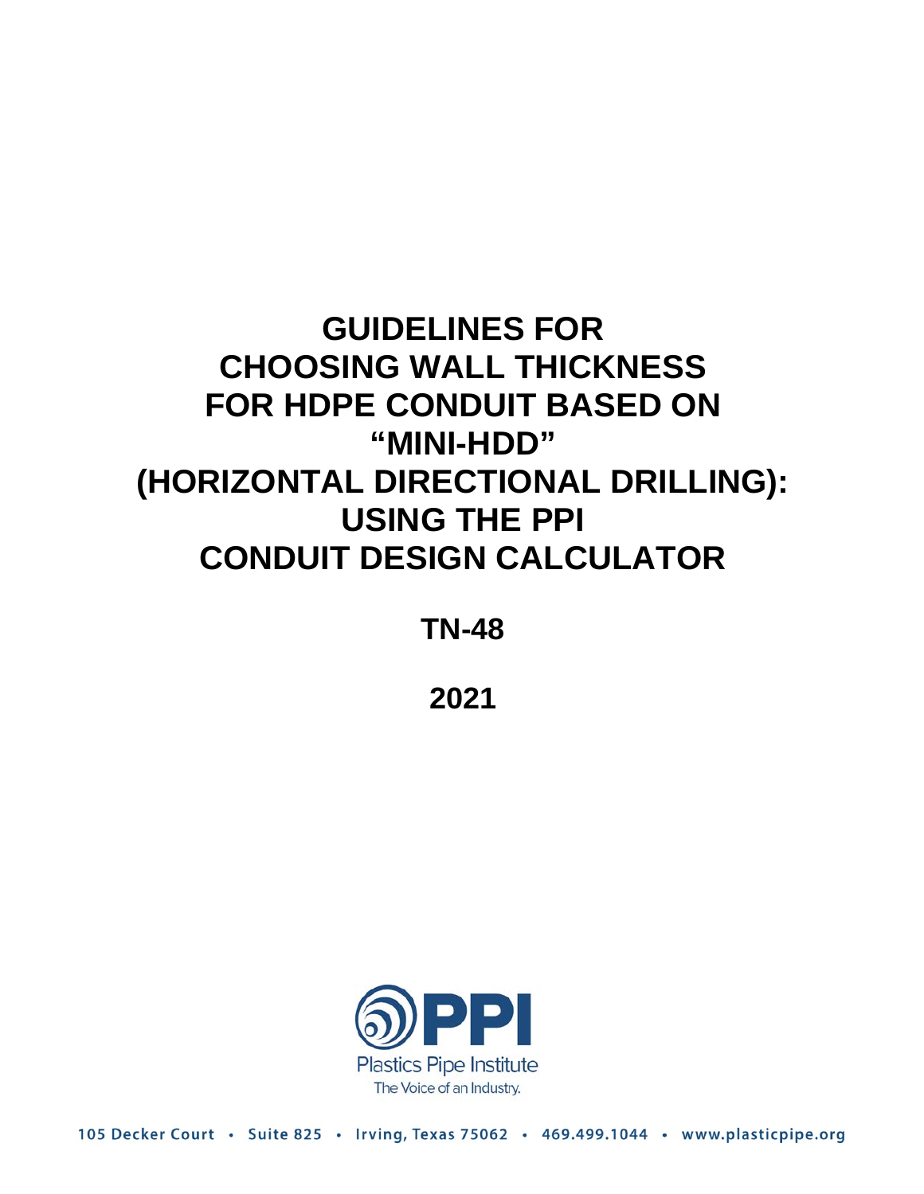# GUIDELINES FOR CHOOSING WALL THICKNESS FOR HDPE CONDUIT BASED ON "MINI-HDD" (HORIZONTAL DIRECTIONAL DRILLING): USING THE PPI CONDUIT DESIGN CALCULATOR

**TN-48**

**2021**

PPI

Plastics Pipe Institute

The Voice of an Industry.

105 Decker Court • Suite 825 • Irving, Texas 75062 • 469.499.1044 • www.plasticpipe.org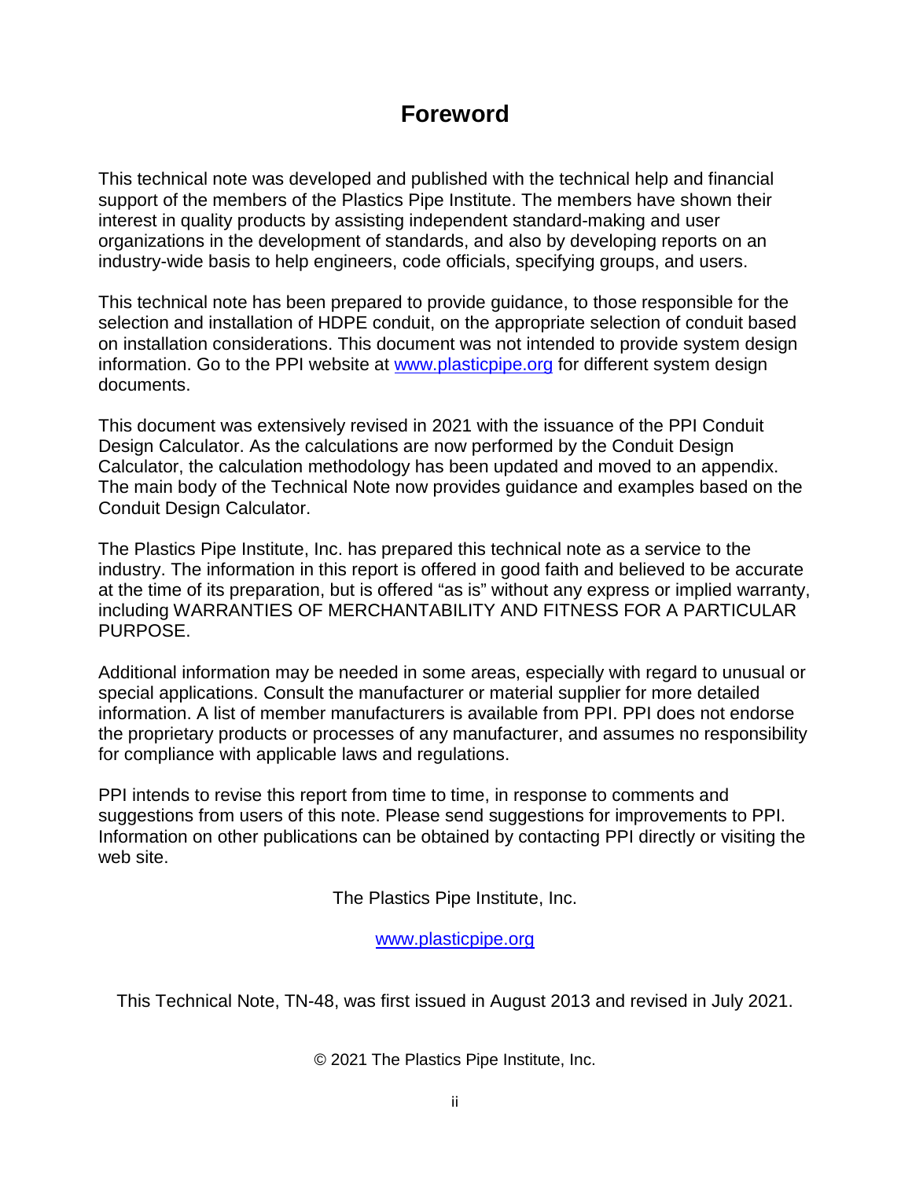# Foreword

This technical note was developed and published with the technical help and financial support of the members of the Plastics Pipe Institute. The members have shown their interest in quality products by assisting independent standard-making and user organizations in the development of standards, and also by developing reports on an industry-wide basis to help engineers, code officials, specifying groups, and users.

This technical note has been prepared to provide guidance, to those responsible for the selection and installation of HDPE conduit, on the appropriate selection of conduit based on installation considerations. This document was not intended to provide system design information. Go to the PPI website at [www.plasticpipe.org](http://www.plasticpipe.org) for different system design documents.

This document was extensively revised in 2021 with the issuance of the PPI Conduit Design Calculator. As the calculations are now performed by the Conduit Design Calculator, the calculation methodology has been updated and moved to an appendix. The main body of the Technical Note now provides guidance and examples based on the Conduit Design Calculator.

The Plastics Pipe Institute, Inc. has prepared this technical note as a service to the industry. The information in this report is offered in good faith and believed to be accurate at the time of its preparation, but is offered "as is" without any express or implied warranty, including WARRANTIES OF MERCHANTABILITY AND FITNESS FOR A PARTICULAR PURPOSE.

Additional information may be needed in some areas, especially with regard to unusual or special applications. Consult the manufacturer or material supplier for more detailed information. A list of member manufacturers is available from PPI. PPI does not endorse the proprietary products or processes of any manufacturer, and assumes no responsibility for compliance with applicable laws and regulations.

PPI intends to revise this report from time to time, in response to comments and suggestions from users of this note. Please send suggestions for improvements to PPI. Information on other publications can be obtained by contacting PPI directly or visiting the web site.

The Plastics Pipe Institute, Inc.

[www.plasticpipe.org](http://www.plasticpipe.org)

This Technical Note, TN-48, was first issued in August 2013 and revised in July 2021.

© 2021 The Plastics Pipe Institute, Inc.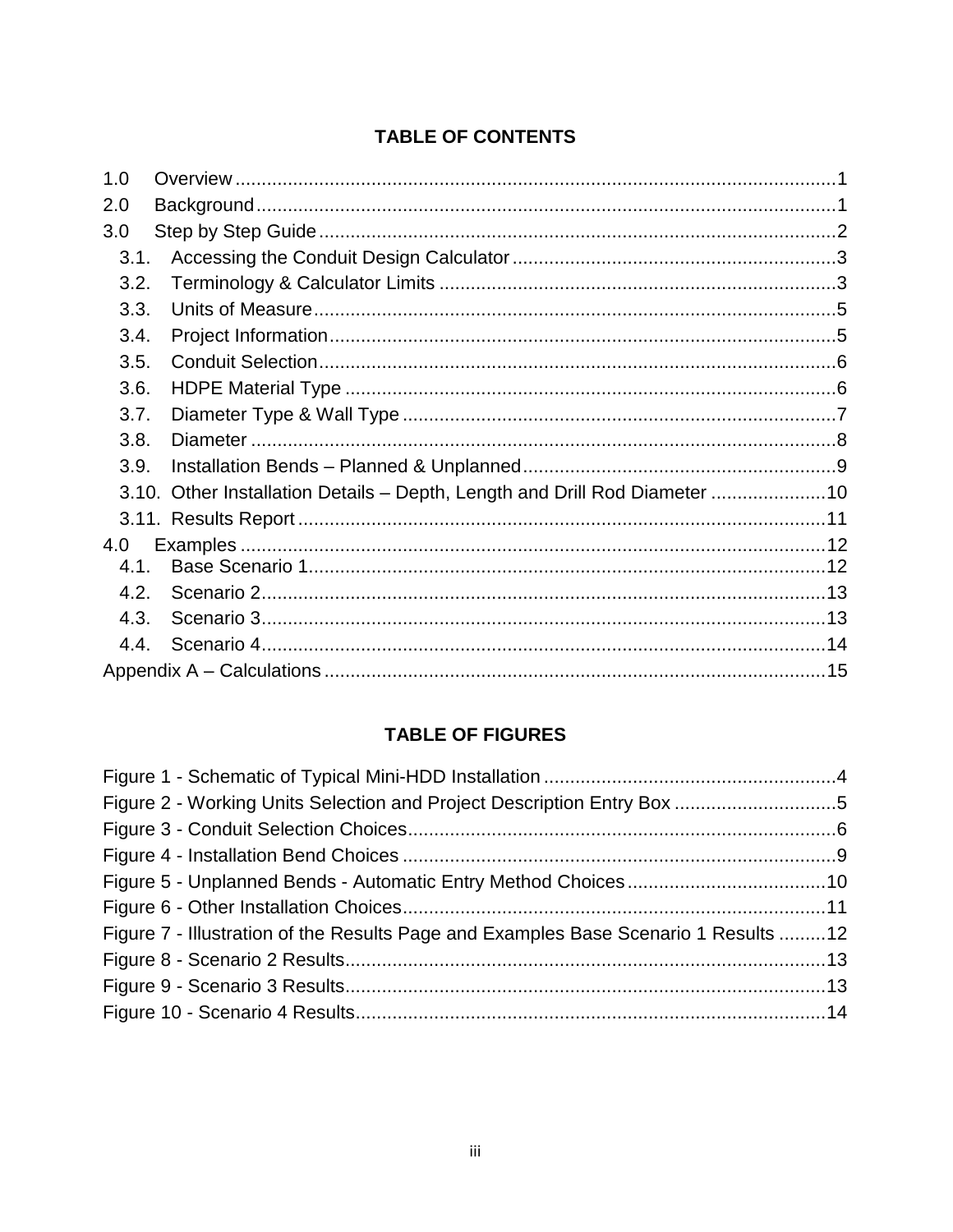## TABLE OF CONTENTS

1.0 Overview ..... 1
2.0 Background ..... 1
3.0 Step by Step Guide ..... 2
- 3.1. Accessing the Conduit Design Calculator ..... 3
- 3.2. Terminology & Calculator Limits ..... 3
- 3.3. Units of Measure ..... 5
- 3.4. Project Information ..... 5
- 3.5. Conduit Selection ..... 6
- 3.6. HDPE Material Type ..... 6
- 3.7. Diameter Type & Wall Type ..... 7
- 3.8. Diameter ..... 8
- 3.9. Installation Bends – Planned & Unplanned ..... 9
- 3.10. Other Installation Details – Depth, Length and Drill Rod Diameter ..... 10
- 3.11. Results Report ..... 11

4.0 Examples ..... 12
- 4.1. Base Scenario 1 ..... 12
- 4.2. Scenario 2 ..... 13
- 4.3. Scenario 3 ..... 13
- 4.4. Scenario 4 ..... 14

Appendix A – Calculations ..... 15

## TABLE OF FIGURES

Figure 1 - Schematic of Typical Mini-HDD Installation ..... 4
Figure 2 - Working Units Selection and Project Description Entry Box ..... 5
Figure 3 - Conduit Selection Choices ..... 6
Figure 4 - Installation Bend Choices ..... 9
Figure 5 - Unplanned Bends - Automatic Entry Method Choices ..... 10
Figure 6 - Other Installation Choices ..... 11
Figure 7 - Illustration of the Results Page and Examples Base Scenario 1 Results ..... 12
Figure 8 - Scenario 2 Results ..... 13
Figure 9 - Scenario 3 Results ..... 13
Figure 10 - Scenario 4 Results ..... 14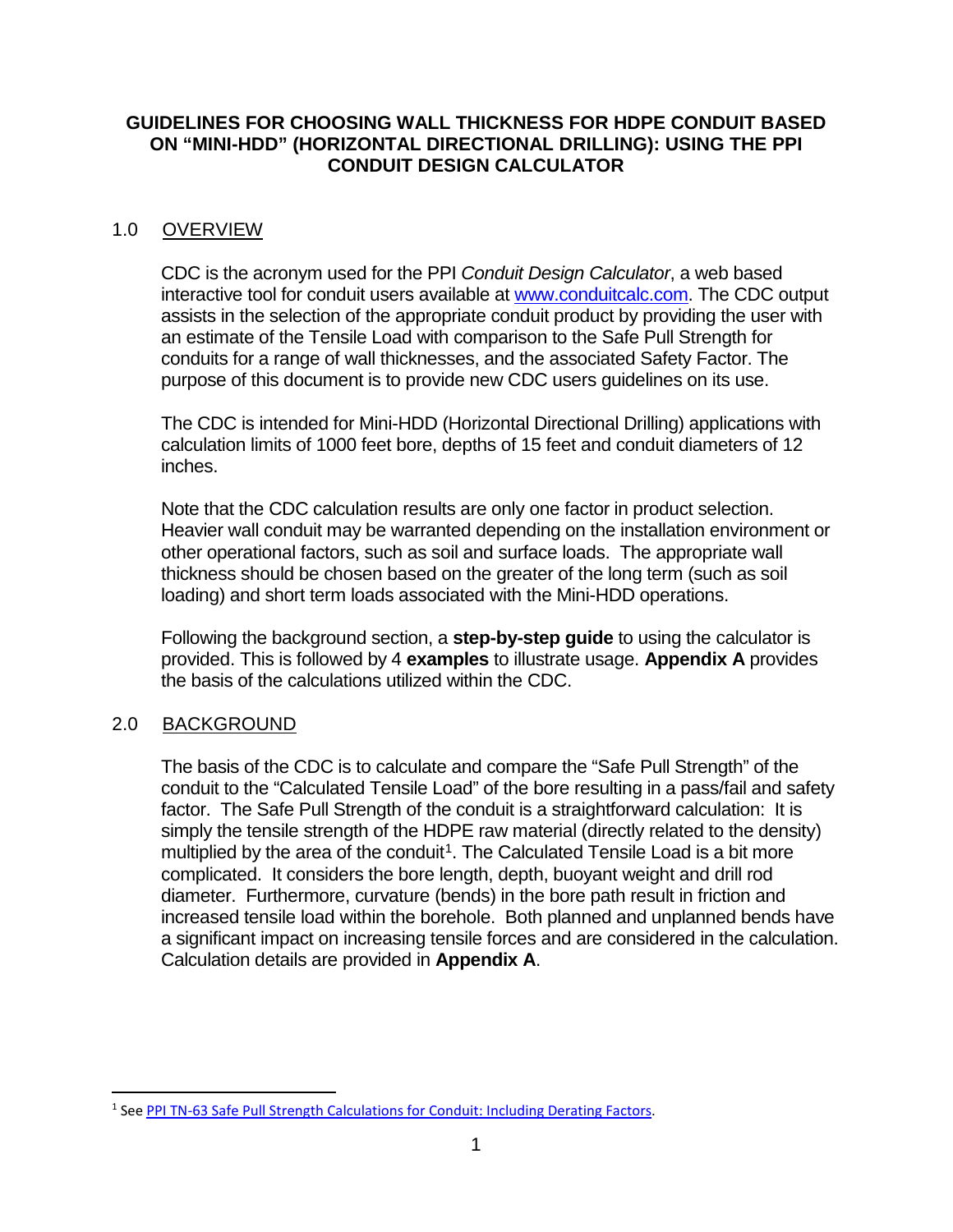# GUIDELINES FOR CHOOSING WALL THICKNESS FOR HDPE CONDUIT BASED ON "MINI-HDD" (HORIZONTAL DIRECTIONAL DRILLING): USING THE PPI CONDUIT DESIGN CALCULATOR

## 1.0 OVERVIEW

CDC is the acronym used for the PPI *Conduit Design Calculator*, a web based interactive tool for conduit users available at [www.conduitcalc.com](www.conduitcalc.com). The CDC output assists in the selection of the appropriate conduit product by providing the user with an estimate of the Tensile Load with comparison to the Safe Pull Strength for conduits for a range of wall thicknesses, and the associated Safety Factor. The purpose of this document is to provide new CDC users guidelines on its use.

The CDC is intended for Mini-HDD (Horizontal Directional Drilling) applications with calculation limits of 1000 feet bore, depths of 15 feet and conduit diameters of 12 inches.

Note that the CDC calculation results are only one factor in product selection. Heavier wall conduit may be warranted depending on the installation environment or other operational factors, such as soil and surface loads. The appropriate wall thickness should be chosen based on the greater of the long term (such as soil loading) and short term loads associated with the Mini-HDD operations.

Following the background section, a **step-by-step guide** to using the calculator is provided. This is followed by 4 **examples** to illustrate usage. **Appendix A** provides the basis of the calculations utilized within the CDC.

## 2.0 BACKGROUND

The basis of the CDC is to calculate and compare the "Safe Pull Strength" of the conduit to the "Calculated Tensile Load" of the bore resulting in a pass/fail and safety factor. The Safe Pull Strength of the conduit is a straightforward calculation: It is simply the tensile strength of the HDPE raw material (directly related to the density) multiplied by the area of the conduit[1]. The Calculated Tensile Load is a bit more complicated. It considers the bore length, depth, buoyant weight and drill rod diameter. Furthermore, curvature (bends) in the bore path result in friction and increased tensile load within the borehole. Both planned and unplanned bends have a significant impact on increasing tensile forces and are considered in the calculation. Calculation details are provided in **Appendix A**.

---

[1] See PPI TN-63 Safe Pull Strength Calculations for Conduit: Including Derating Factors.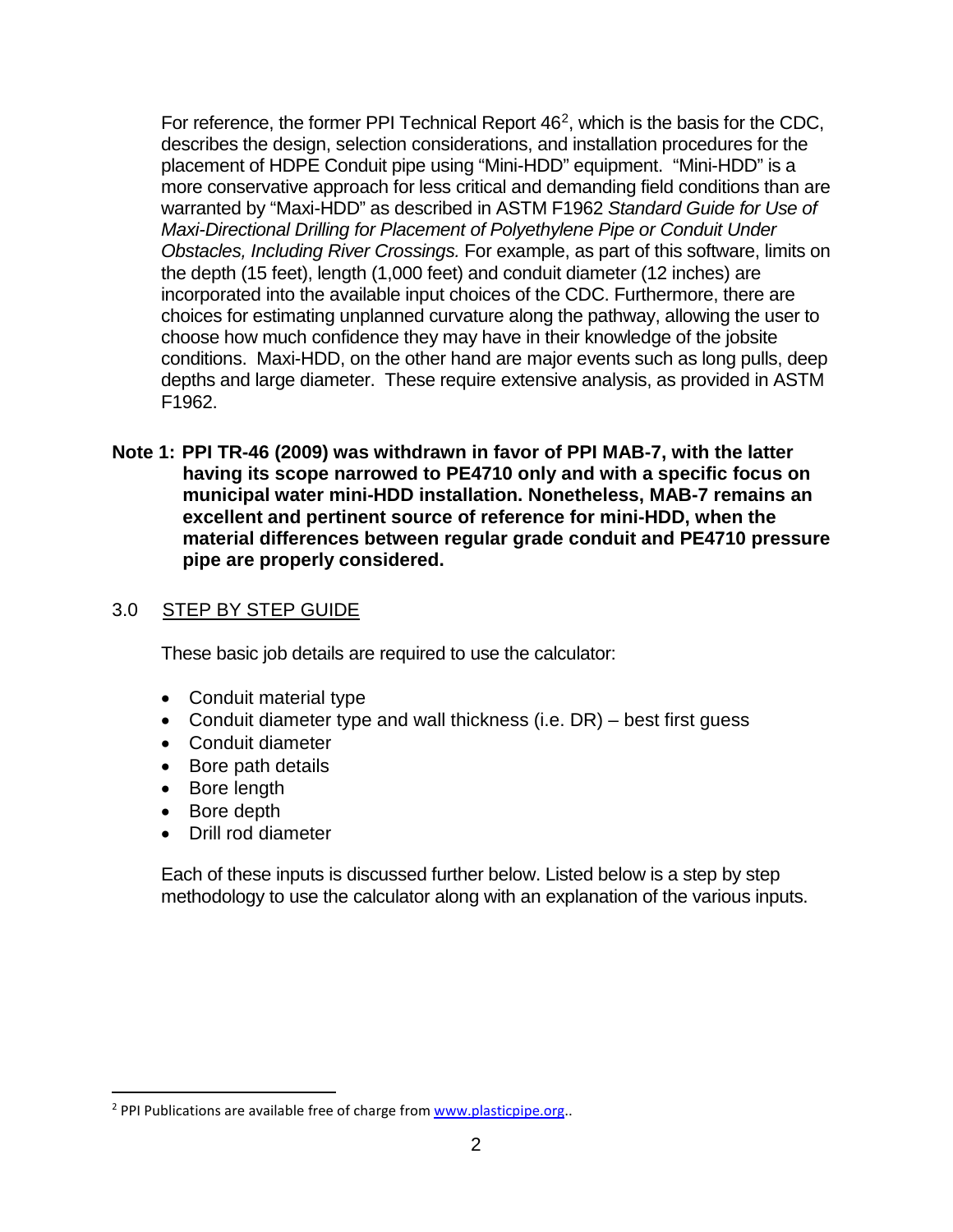For reference, the former PPI Technical Report 46[2], which is the basis for the CDC, describes the design, selection considerations, and installation procedures for the placement of HDPE Conduit pipe using "Mini-HDD" equipment. "Mini-HDD" is a more conservative approach for less critical and demanding field conditions than are warranted by "Maxi-HDD" as described in ASTM F1962 *Standard Guide for Use of Maxi-Directional Drilling for Placement of Polyethylene Pipe or Conduit Under Obstacles, Including River Crossings.* For example, as part of this software, limits on the depth (15 feet), length (1,000 feet) and conduit diameter (12 inches) are incorporated into the available input choices of the CDC. Furthermore, there are choices for estimating unplanned curvature along the pathway, allowing the user to choose how much confidence they may have in their knowledge of the jobsite conditions. Maxi-HDD, on the other hand are major events such as long pulls, deep depths and large diameter. These require extensive analysis, as provided in ASTM F1962.

**Note 1: PPI TR-46 (2009) was withdrawn in favor of PPI MAB-7, with the latter having its scope narrowed to PE4710 only and with a specific focus on municipal water mini-HDD installation. Nonetheless, MAB-7 remains an excellent and pertinent source of reference for mini-HDD, when the material differences between regular grade conduit and PE4710 pressure pipe are properly considered.**

## 3.0 STEP BY STEP GUIDE

These basic job details are required to use the calculator:

- Conduit material type
- Conduit diameter type and wall thickness (i.e. DR) – best first guess
- Conduit diameter
- Bore path details
- Bore length
- Bore depth
- Drill rod diameter

Each of these inputs is discussed further below. Listed below is a step by step methodology to use the calculator along with an explanation of the various inputs.

---

[2] PPI Publications are available free of charge from www.plasticpipe.org..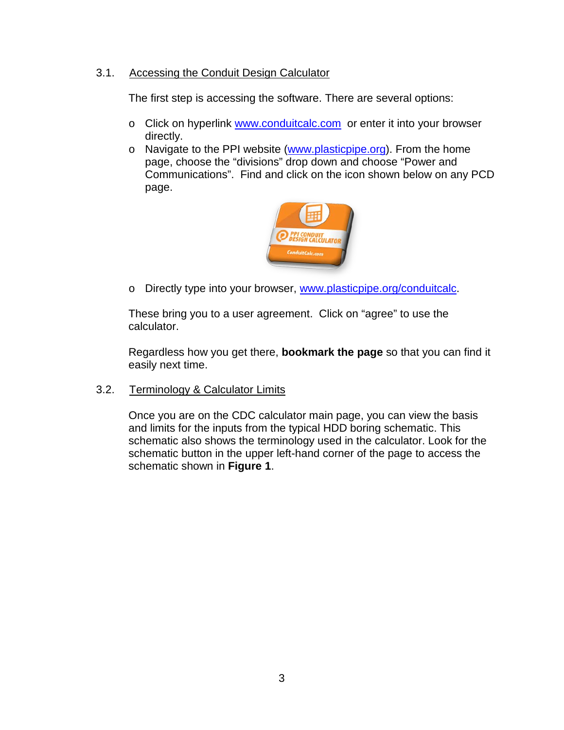### 3.1. Accessing the Conduit Design Calculator

The first step is accessing the software. There are several options:

- Click on hyperlink [www.conduitcalc.com](http://www.conduitcalc.com) or enter it into your browser directly.
- Navigate to the PPI website ([www.plasticpipe.org](http://www.plasticpipe.org)). From the home page, choose the "divisions" drop down and choose "Power and Communications". Find and click on the icon shown below on any PCD page.
- Directly type into your browser, [www.plasticpipe.org/conduitcalc](http://www.plasticpipe.org/conduitcalc).

These bring you to a user agreement. Click on "agree" to use the calculator.

Regardless how you get there, **bookmark the page** so that you can find it easily next time.

### 3.2. Terminology & Calculator Limits

Once you are on the CDC calculator main page, you can view the basis and limits for the inputs from the typical HDD boring schematic. This schematic also shows the terminology used in the calculator. Look for the schematic button in the upper left-hand corner of the page to access the schematic shown in **Figure 1**.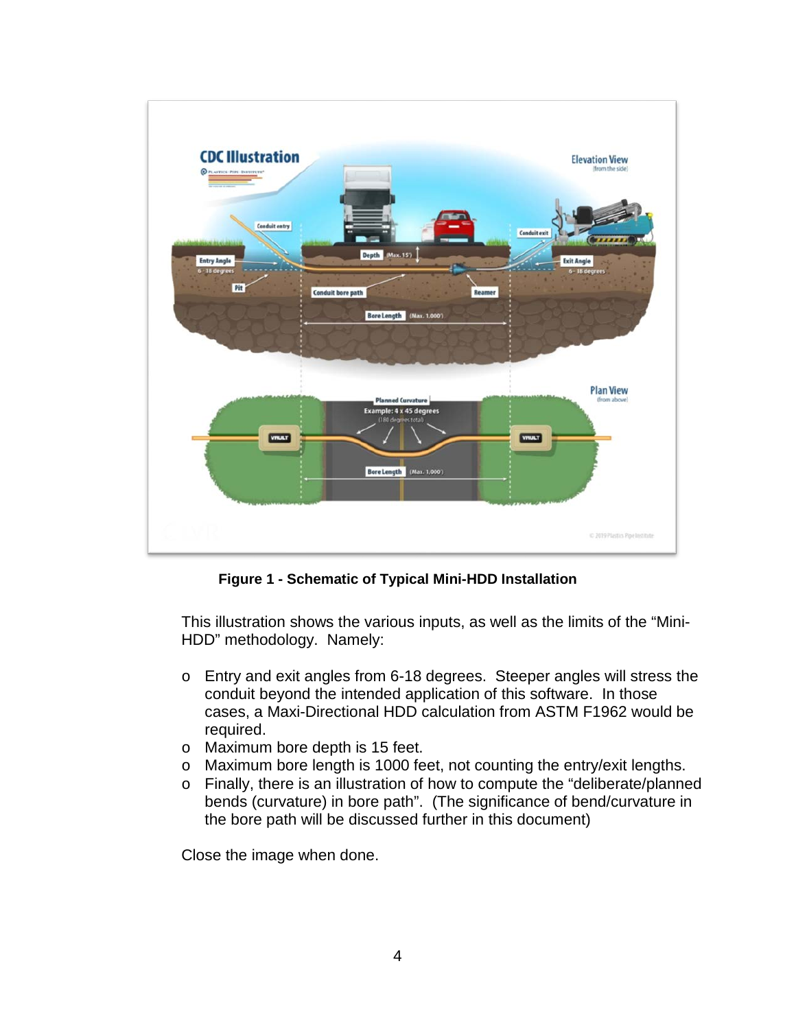**Figure 1 - Schematic of Typical Mini-HDD Installation**

This illustration shows the various inputs, as well as the limits of the "Mini-HDD" methodology. Namely:

- Entry and exit angles from 6-18 degrees. Steeper angles will stress the conduit beyond the intended application of this software. In those cases, a Maxi-Directional HDD calculation from ASTM F1962 would be required.
- Maximum bore depth is 15 feet.
- Maximum bore length is 1000 feet, not counting the entry/exit lengths.
- Finally, there is an illustration of how to compute the "deliberate/planned bends (curvature) in bore path". (The significance of bend/curvature in the bore path will be discussed further in this document)

Close the image when done.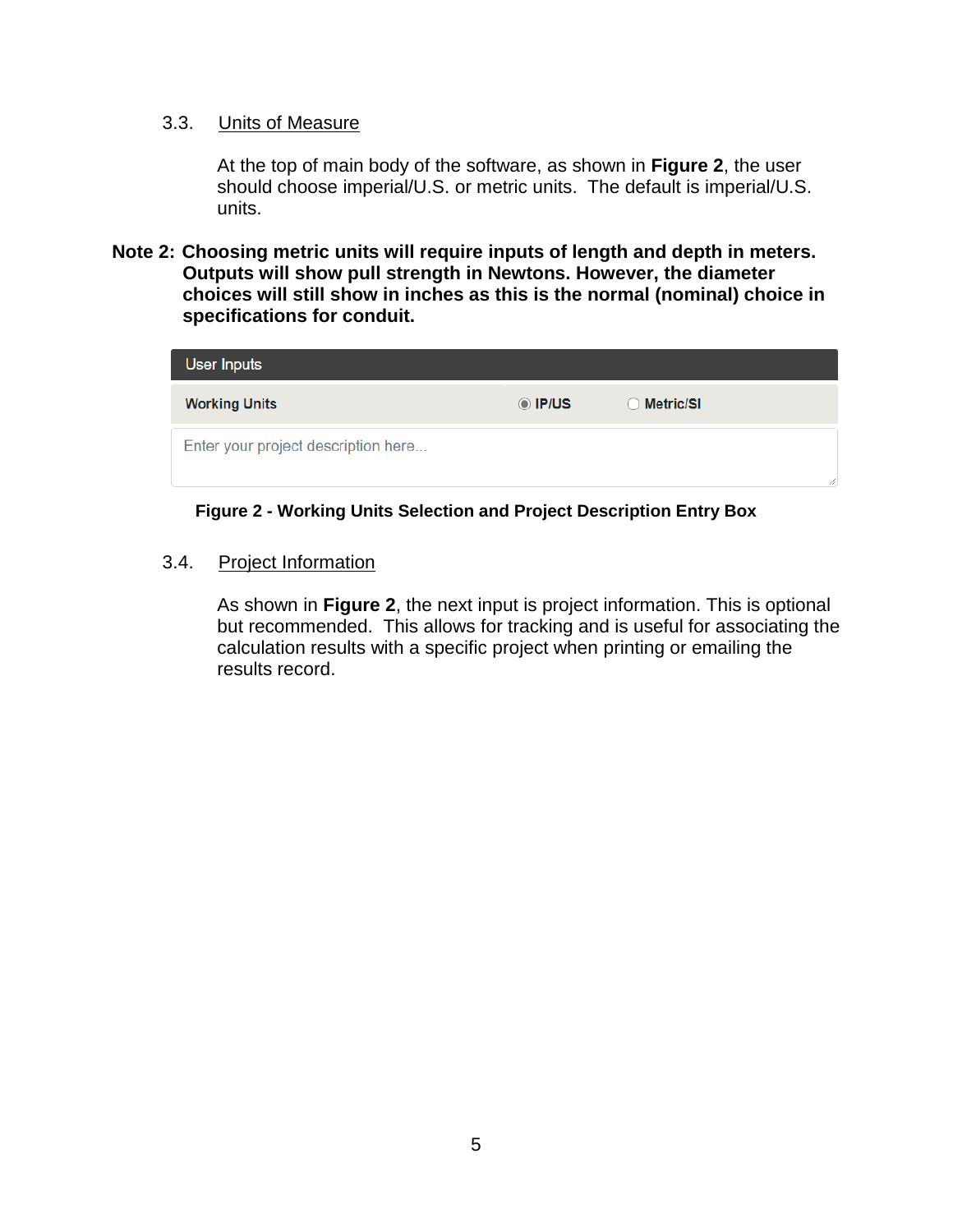### 3.3. Units of Measure

At the top of main body of the software, as shown in **Figure 2**, the user should choose imperial/U.S. or metric units. The default is imperial/U.S. units.

**Note 2: Choosing metric units will require inputs of length and depth in meters. Outputs will show pull strength in Newtons. However, the diameter choices will still show in inches as this is the normal (nominal) choice in specifications for conduit.**

| User Inputs | | |
|---|---|---|
| Working Units | ◉ IP/US | ○ Metric/SI |
| Enter your project description here... | | |

**Figure 2 - Working Units Selection and Project Description Entry Box**

### 3.4. Project Information

As shown in **Figure 2**, the next input is project information. This is optional but recommended. This allows for tracking and is useful for associating the calculation results with a specific project when printing or emailing the results record.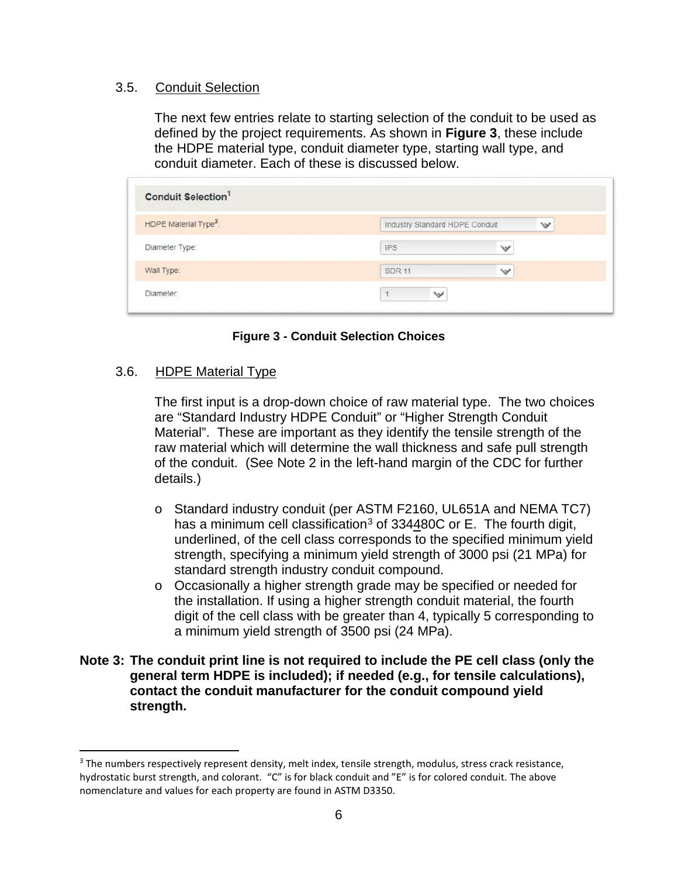### 3.5. Conduit Selection

The next few entries relate to starting selection of the conduit to be used as defined by the project requirements. As shown in **Figure 3**, these include the HDPE material type, conduit diameter type, starting wall type, and conduit diameter. Each of these is discussed below.

| Conduit Selection[1] | |
|---|---|
| HDPE Material Type[2]: | Industry Standard HDPE Conduit |
| Diameter Type: | IPS |
| Wall Type: | SDR 11 |
| Diameter: | 1 |

**Figure 3 - Conduit Selection Choices**

### 3.6. HDPE Material Type

The first input is a drop-down choice of raw material type. The two choices are "Standard Industry HDPE Conduit" or "Higher Strength Conduit Material". These are important as they identify the tensile strength of the raw material which will determine the wall thickness and safe pull strength of the conduit. (See Note 2 in the left-hand margin of the CDC for further details.)

- Standard industry conduit (per ASTM F2160, UL651A and NEMA TC7) has a minimum cell classification[3] of 334<u>4</u>80C or E. The fourth digit, underlined, of the cell class corresponds to the specified minimum yield strength, specifying a minimum yield strength of 3000 psi (21 MPa) for standard strength industry conduit compound.
- Occasionally a higher strength grade may be specified or needed for the installation. If using a higher strength conduit material, the fourth digit of the cell class with be greater than 4, typically 5 corresponding to a minimum yield strength of 3500 psi (24 MPa).

**Note 3: The conduit print line is not required to include the PE cell class (only the general term HDPE is included); if needed (e.g., for tensile calculations), contact the conduit manufacturer for the conduit compound yield strength.**

[3] The numbers respectively represent density, melt index, tensile strength, modulus, stress crack resistance, hydrostatic burst strength, and colorant. "C" is for black conduit and "E" is for colored conduit. The above nomenclature and values for each property are found in ASTM D3350.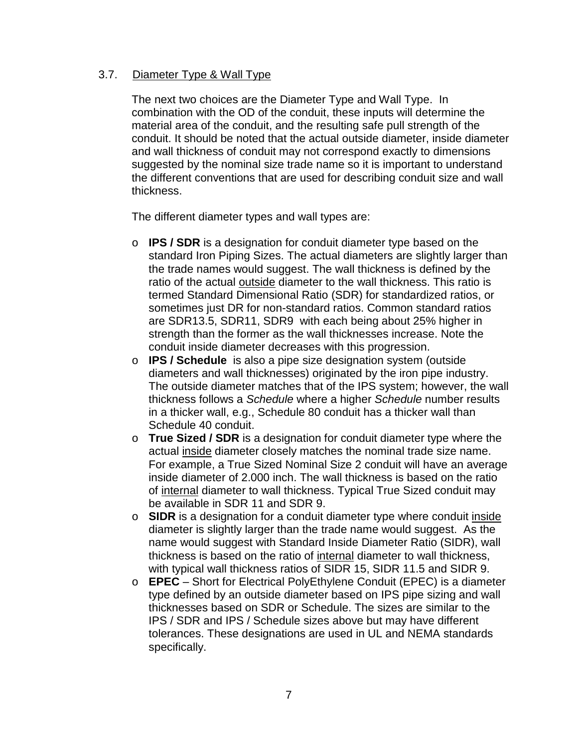### 3.7. Diameter Type & Wall Type

The next two choices are the Diameter Type and Wall Type. In combination with the OD of the conduit, these inputs will determine the material area of the conduit, and the resulting safe pull strength of the conduit. It should be noted that the actual outside diameter, inside diameter and wall thickness of conduit may not correspond exactly to dimensions suggested by the nominal size trade name so it is important to understand the different conventions that are used for describing conduit size and wall thickness.

The different diameter types and wall types are:

- **IPS / SDR** is a designation for conduit diameter type based on the standard Iron Piping Sizes. The actual diameters are slightly larger than the trade names would suggest. The wall thickness is defined by the ratio of the actual outside diameter to the wall thickness. This ratio is termed Standard Dimensional Ratio (SDR) for standardized ratios, or sometimes just DR for non-standard ratios. Common standard ratios are SDR13.5, SDR11, SDR9 with each being about 25% higher in strength than the former as the wall thicknesses increase. Note the conduit inside diameter decreases with this progression.
- **IPS / Schedule** is also a pipe size designation system (outside diameters and wall thicknesses) originated by the iron pipe industry. The outside diameter matches that of the IPS system; however, the wall thickness follows a *Schedule* where a higher *Schedule* number results in a thicker wall, e.g., Schedule 80 conduit has a thicker wall than Schedule 40 conduit.
- **True Sized / SDR** is a designation for conduit diameter type where the actual inside diameter closely matches the nominal trade size name. For example, a True Sized Nominal Size 2 conduit will have an average inside diameter of 2.000 inch. The wall thickness is based on the ratio of internal diameter to wall thickness. Typical True Sized conduit may be available in SDR 11 and SDR 9.
- **SIDR** is a designation for a conduit diameter type where conduit inside diameter is slightly larger than the trade name would suggest. As the name would suggest with Standard Inside Diameter Ratio (SIDR), wall thickness is based on the ratio of internal diameter to wall thickness, with typical wall thickness ratios of SIDR 15, SIDR 11.5 and SIDR 9.
- **EPEC** – Short for Electrical PolyEthylene Conduit (EPEC) is a diameter type defined by an outside diameter based on IPS pipe sizing and wall thicknesses based on SDR or Schedule. The sizes are similar to the IPS / SDR and IPS / Schedule sizes above but may have different tolerances. These designations are used in UL and NEMA standards specifically.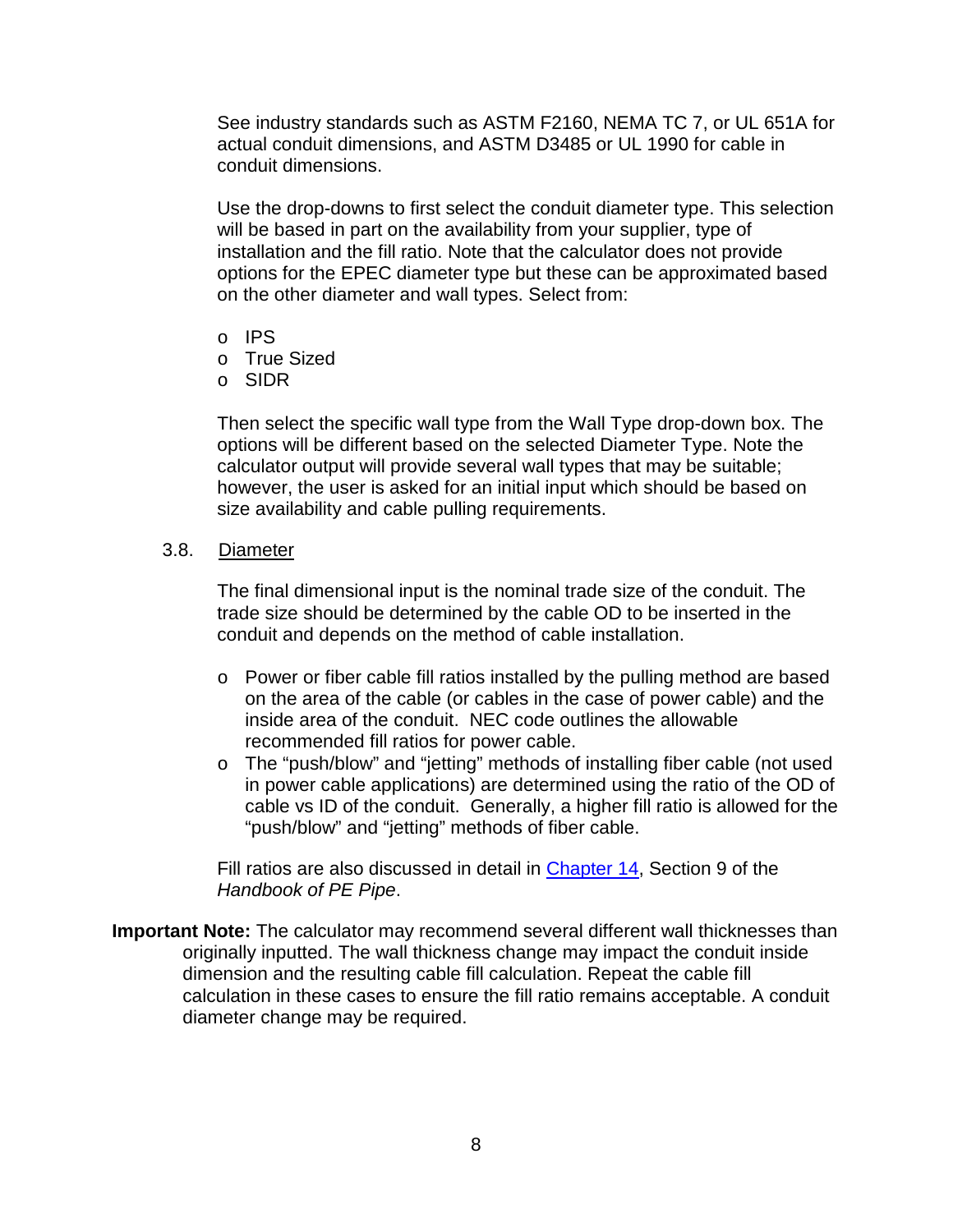See industry standards such as ASTM F2160, NEMA TC 7, or UL 651A for actual conduit dimensions, and ASTM D3485 or UL 1990 for cable in conduit dimensions.

Use the drop-downs to first select the conduit diameter type. This selection will be based in part on the availability from your supplier, type of installation and the fill ratio. Note that the calculator does not provide options for the EPEC diameter type but these can be approximated based on the other diameter and wall types. Select from:

- IPS
- True Sized
- SIDR

Then select the specific wall type from the Wall Type drop-down box. The options will be different based on the selected Diameter Type. Note the calculator output will provide several wall types that may be suitable; however, the user is asked for an initial input which should be based on size availability and cable pulling requirements.

### 3.8. Diameter

The final dimensional input is the nominal trade size of the conduit. The trade size should be determined by the cable OD to be inserted in the conduit and depends on the method of cable installation.

- Power or fiber cable fill ratios installed by the pulling method are based on the area of the cable (or cables in the case of power cable) and the inside area of the conduit. NEC code outlines the allowable recommended fill ratios for power cable.
- The "push/blow" and "jetting" methods of installing fiber cable (not used in power cable applications) are determined using the ratio of the OD of cable vs ID of the conduit. Generally, a higher fill ratio is allowed for the "push/blow" and "jetting" methods of fiber cable.

Fill ratios are also discussed in detail in Chapter 14, Section 9 of the *Handbook of PE Pipe*.

**Important Note:** The calculator may recommend several different wall thicknesses than originally inputted. The wall thickness change may impact the conduit inside dimension and the resulting cable fill calculation. Repeat the cable fill calculation in these cases to ensure the fill ratio remains acceptable. A conduit diameter change may be required.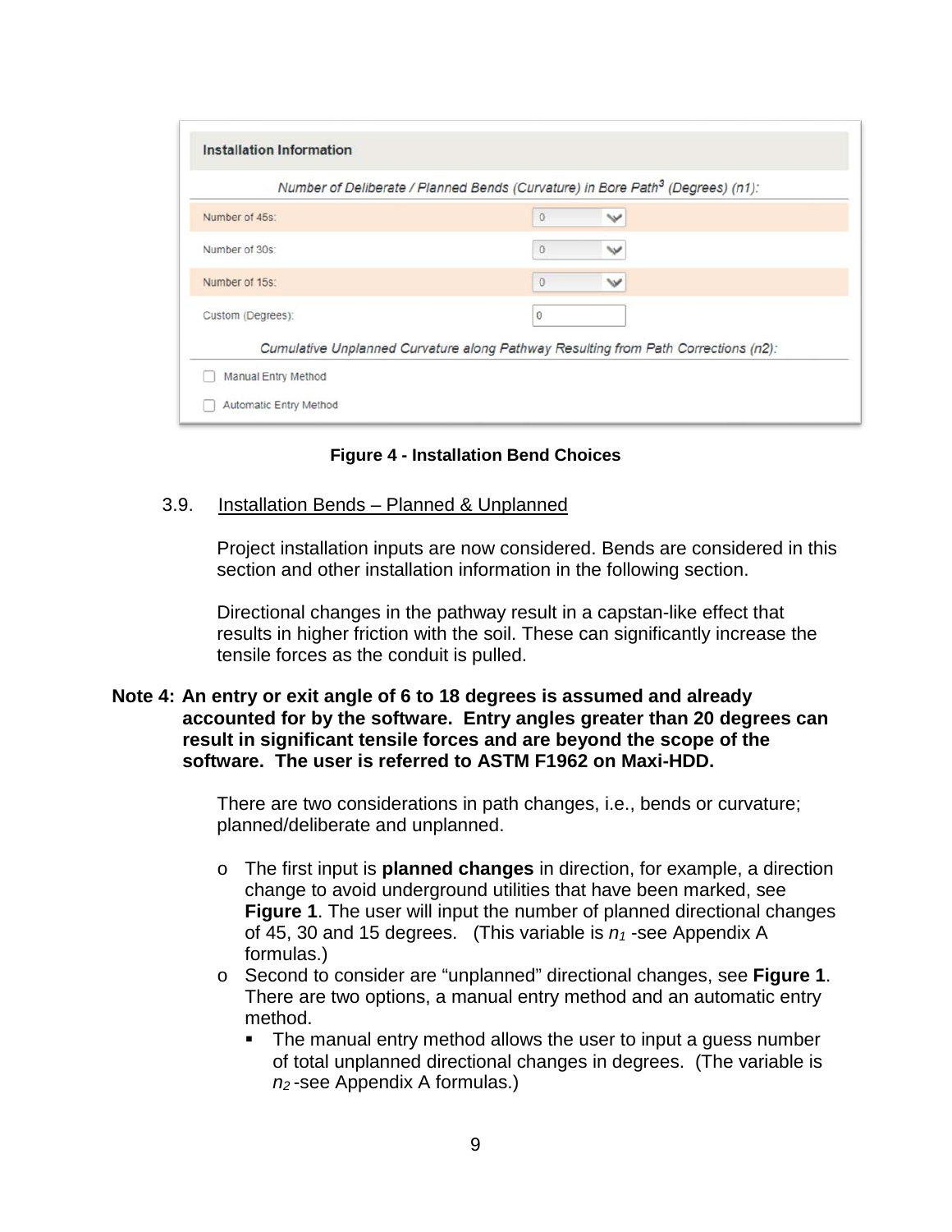**Installation Information**

*Number of Deliberate / Planned Bends (Curvature) in Bore Path[3] (Degrees) (n1):*

| | |
|---|---|
| Number of 45s: | 0 |
| Number of 30s: | 0 |
| Number of 15s: | 0 |
| Custom (Degrees): | 0 |

*Cumulative Unplanned Curvature along Pathway Resulting from Path Corrections (n2):*

- [ ] Manual Entry Method
- [ ] Automatic Entry Method

**Figure 4 - Installation Bend Choices**

### 3.9. Installation Bends – Planned & Unplanned

Project installation inputs are now considered. Bends are considered in this section and other installation information in the following section.

Directional changes in the pathway result in a capstan-like effect that results in higher friction with the soil. These can significantly increase the tensile forces as the conduit is pulled.

**Note 4: An entry or exit angle of 6 to 18 degrees is assumed and already accounted for by the software. Entry angles greater than 20 degrees can result in significant tensile forces and are beyond the scope of the software. The user is referred to ASTM F1962 on Maxi-HDD.**

There are two considerations in path changes, i.e., bends or curvature; planned/deliberate and unplanned.

- The first input is **planned changes** in direction, for example, a direction change to avoid underground utilities that have been marked, see **Figure 1**. The user will input the number of planned directional changes of 45, 30 and 15 degrees. (This variable is $n_1$ -see Appendix A formulas.)
- Second to consider are "unplanned" directional changes, see **Figure 1**. There are two options, a manual entry method and an automatic entry method.
  - The manual entry method allows the user to input a guess number of total unplanned directional changes in degrees. (The variable is $n_2$ -see Appendix A formulas.)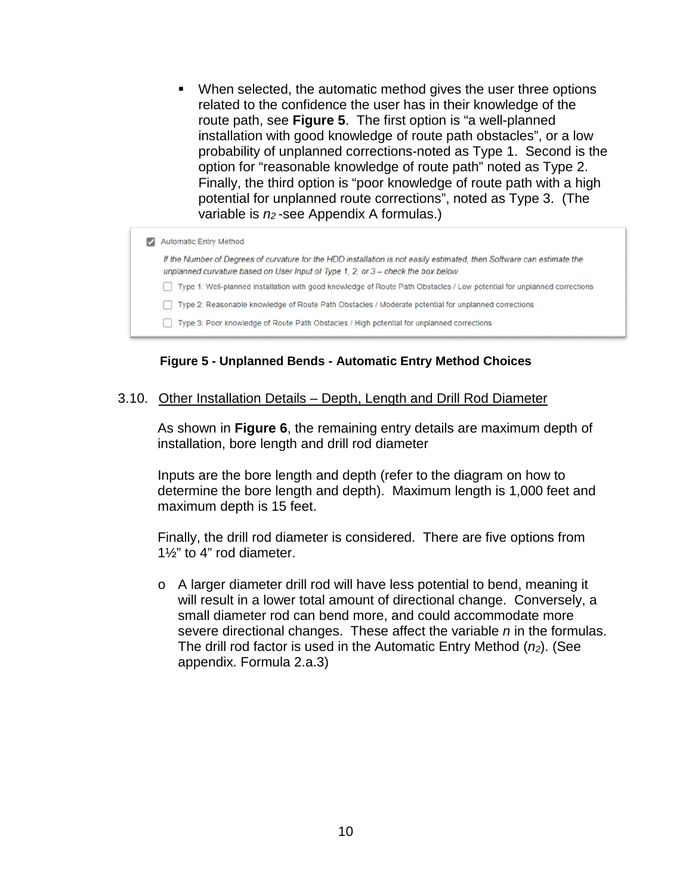- When selected, the automatic method gives the user three options related to the confidence the user has in their knowledge of the route path, see **Figure 5**. The first option is "a well-planned installation with good knowledge of route path obstacles", or a low probability of unplanned corrections-noted as Type 1. Second is the option for "reasonable knowledge of route path" noted as Type 2. Finally, the third option is "poor knowledge of route path with a high potential for unplanned route corrections", noted as Type 3. (The variable is $n_2$ -see Appendix A formulas.)

☑ Automatic Entry Method

*If the Number of Degrees of curvature for the HDD installation is not easily estimated, then Software can estimate the unplanned curvature based on User Input of Type 1, 2, or 3 – check the box below.*

☐ Type 1: Well-planned installation with good knowledge of Route Path Obstacles / Low potential for unplanned corrections

☐ Type 2: Reasonable knowledge of Route Path Obstacles / Moderate potential for unplanned corrections

☐ Type 3: Poor knowledge of Route Path Obstacles / High potential for unplanned corrections

**Figure 5 - Unplanned Bends - Automatic Entry Method Choices**

### 3.10. Other Installation Details – Depth, Length and Drill Rod Diameter

As shown in **Figure 6**, the remaining entry details are maximum depth of installation, bore length and drill rod diameter

Inputs are the bore length and depth (refer to the diagram on how to determine the bore length and depth). Maximum length is 1,000 feet and maximum depth is 15 feet.

Finally, the drill rod diameter is considered. There are five options from 1½" to 4" rod diameter.

- A larger diameter drill rod will have less potential to bend, meaning it will result in a lower total amount of directional change. Conversely, a small diameter rod can bend more, and could accommodate more severe directional changes. These affect the variable $n$ in the formulas. The drill rod factor is used in the Automatic Entry Method ($n_2$). (See appendix. Formula 2.a.3)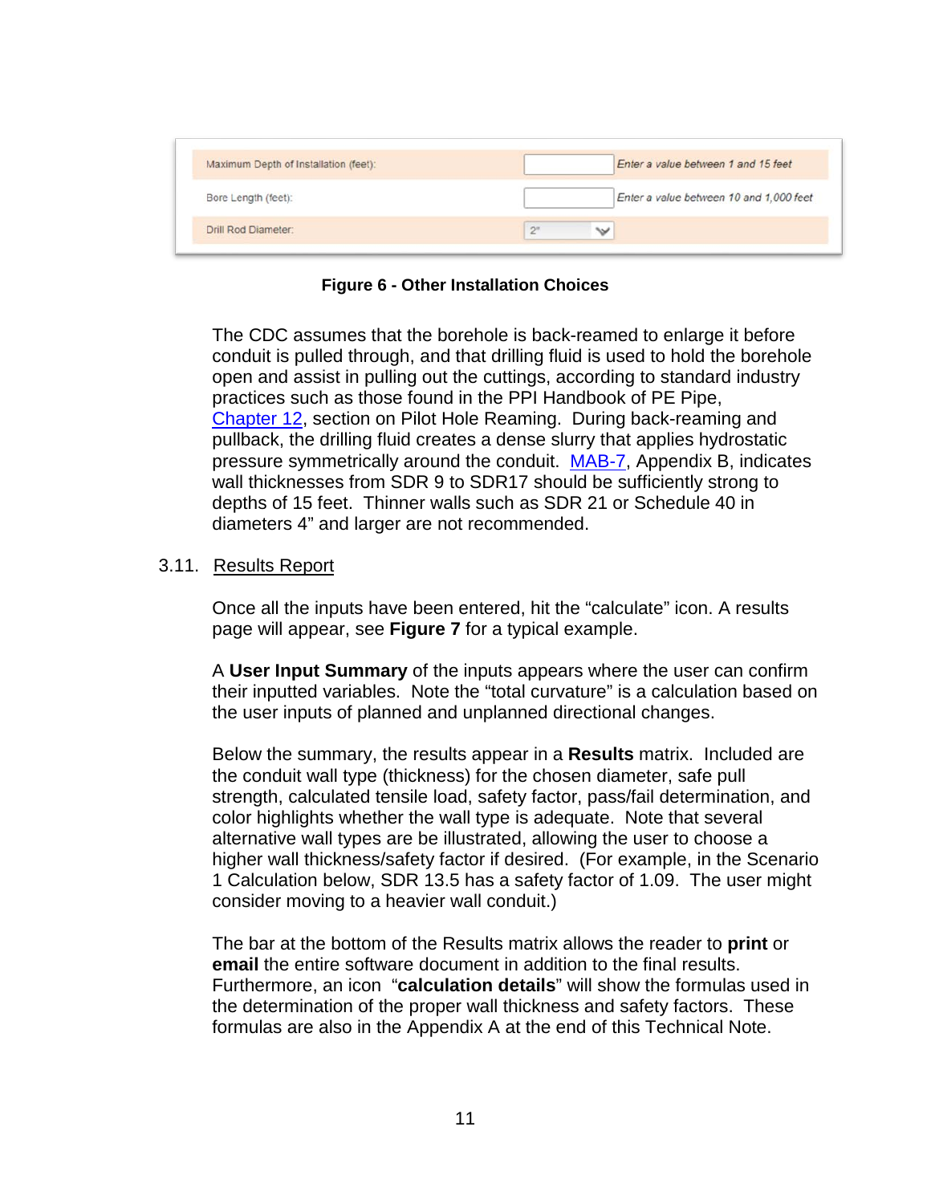| Maximum Depth of Installation (feet): | | Enter a value between 1 and 15 feet |
|---|---|---|
| Bore Length (feet): | | Enter a value between 10 and 1,000 feet |
| Drill Rod Diameter: | 2" | |

**Figure 6 - Other Installation Choices**

The CDC assumes that the borehole is back-reamed to enlarge it before conduit is pulled through, and that drilling fluid is used to hold the borehole open and assist in pulling out the cuttings, according to standard industry practices such as those found in the PPI Handbook of PE Pipe, Chapter 12, section on Pilot Hole Reaming. During back-reaming and pullback, the drilling fluid creates a dense slurry that applies hydrostatic pressure symmetrically around the conduit. MAB-7, Appendix B, indicates wall thicknesses from SDR 9 to SDR17 should be sufficiently strong to depths of 15 feet. Thinner walls such as SDR 21 or Schedule 40 in diameters 4" and larger are not recommended.

## 3.11. Results Report

Once all the inputs have been entered, hit the "calculate" icon. A results page will appear, see **Figure 7** for a typical example.

A **User Input Summary** of the inputs appears where the user can confirm their inputted variables. Note the "total curvature" is a calculation based on the user inputs of planned and unplanned directional changes.

Below the summary, the results appear in a **Results** matrix. Included are the conduit wall type (thickness) for the chosen diameter, safe pull strength, calculated tensile load, safety factor, pass/fail determination, and color highlights whether the wall type is adequate. Note that several alternative wall types are be illustrated, allowing the user to choose a higher wall thickness/safety factor if desired. (For example, in the Scenario 1 Calculation below, SDR 13.5 has a safety factor of 1.09. The user might consider moving to a heavier wall conduit.)

The bar at the bottom of the Results matrix allows the reader to **print** or **email** the entire software document in addition to the final results. Furthermore, an icon "**calculation details**" will show the formulas used in the determination of the proper wall thickness and safety factors. These formulas are also in the Appendix A at the end of this Technical Note.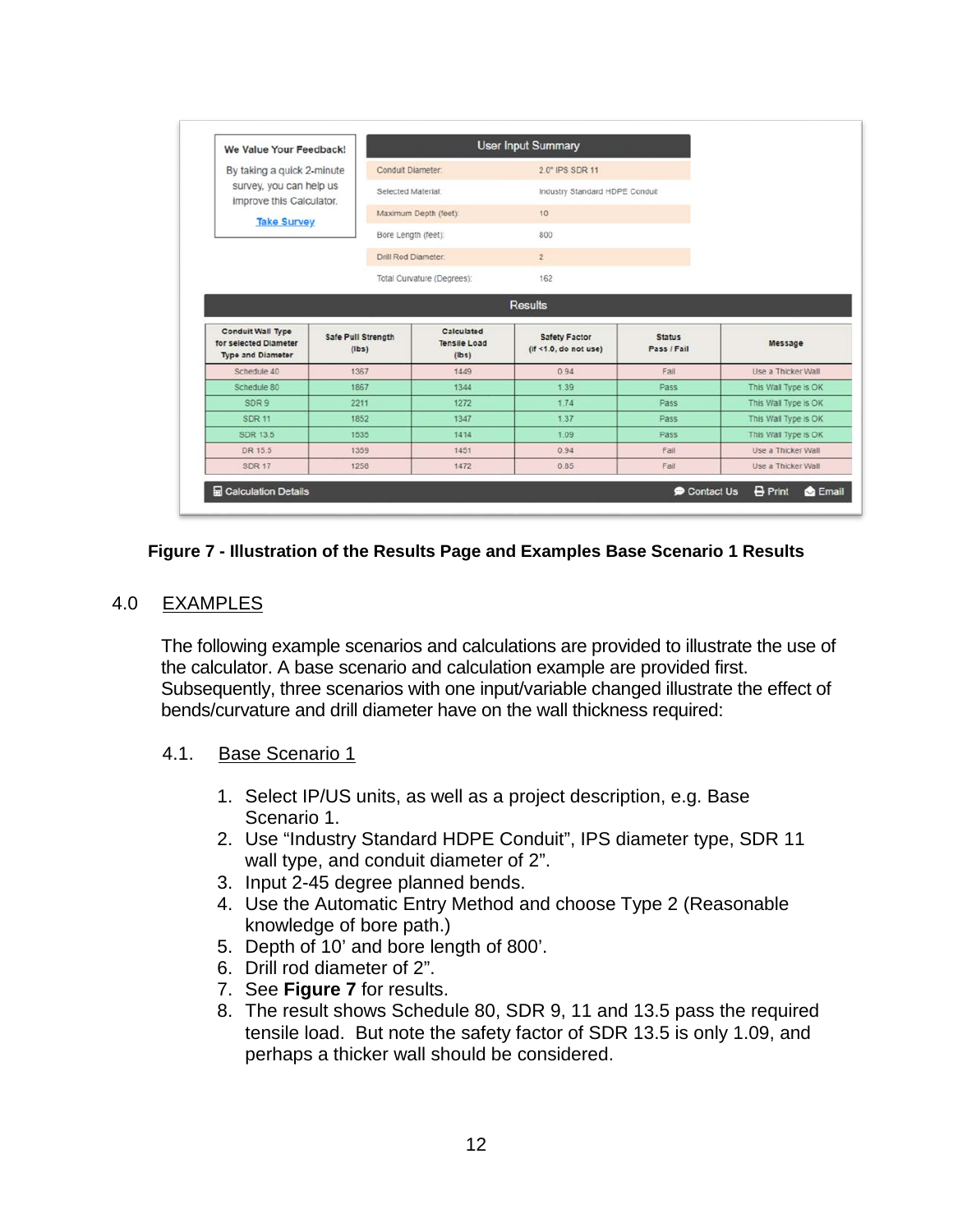| We Value Your Feedback! |
| --- |
| By taking a quick 2-minute survey, you can help us improve this Calculator. |
| Take Survey |

| User Input Summary | |
| --- | --- |
| Conduit Diameter: | 2.0" IPS SDR 11 |
| Selected Material: | Industry Standard HDPE Conduit |
| Maximum Depth (feet): | 10 |
| Bore Length (feet): | 800 |
| Drill Rod Diameter: | 2 |
| Total Curvature (Degrees): | 162 |

**Results**

| Conduit Wall Type for selected Diameter Type and Diameter | Safe Pull Strength (lbs) | Calculated Tensile Load (lbs) | Safety Factor (if <1.0, do not use) | Status Pass / Fail | Message |
| --- | --- | --- | --- | --- | --- |
| Schedule 40 | 1367 | 1449 | 0.94 | Fail | Use a Thicker Wall |
| Schedule 80 | 1867 | 1344 | 1.39 | Pass | This Wall Type is OK |
| SDR 9 | 2211 | 1272 | 1.74 | Pass | This Wall Type is OK |
| SDR 11 | 1852 | 1347 | 1.37 | Pass | This Wall Type is OK |
| SDR 13.5 | 1535 | 1414 | 1.09 | Pass | This Wall Type is OK |
| DR 15.5 | 1359 | 1451 | 0.94 | Fail | Use a Thicker Wall |
| SDR 17 | 1258 | 1472 | 0.85 | Fail | Use a Thicker Wall |

Calculation Details | Contact Us | Print | Email

**Figure 7 - Illustration of the Results Page and Examples Base Scenario 1 Results**

## 4.0 EXAMPLES

The following example scenarios and calculations are provided to illustrate the use of the calculator. A base scenario and calculation example are provided first. Subsequently, three scenarios with one input/variable changed illustrate the effect of bends/curvature and drill diameter have on the wall thickness required:

### 4.1. Base Scenario 1

1. Select IP/US units, as well as a project description, e.g. Base Scenario 1.
2. Use “Industry Standard HDPE Conduit”, IPS diameter type, SDR 11 wall type, and conduit diameter of 2”.
3. Input 2-45 degree planned bends.
4. Use the Automatic Entry Method and choose Type 2 (Reasonable knowledge of bore path.)
5. Depth of 10’ and bore length of 800’.
6. Drill rod diameter of 2”.
7. See **Figure 7** for results.
8. The result shows Schedule 80, SDR 9, 11 and 13.5 pass the required tensile load. But note the safety factor of SDR 13.5 is only 1.09, and perhaps a thicker wall should be considered.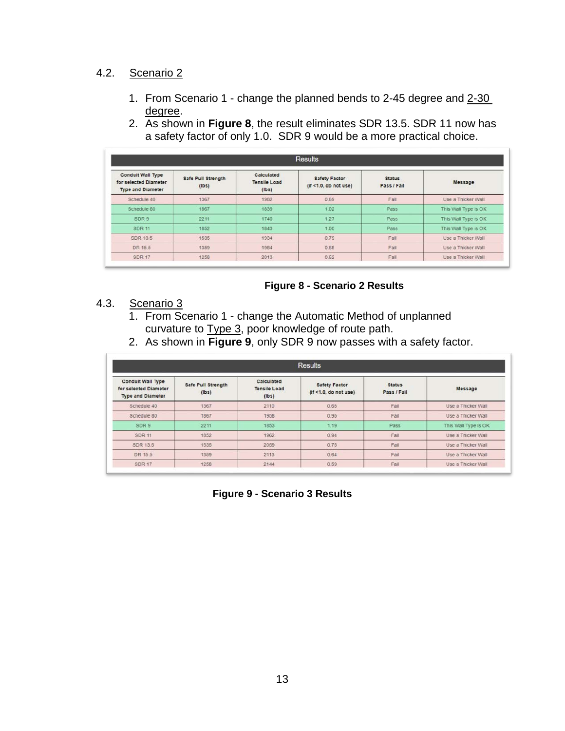## 4.2. Scenario 2

1. From Scenario 1 - change the planned bends to 2-45 degree and 2-30 degree.
2. As shown in **Figure 8**, the result eliminates SDR 13.5. SDR 11 now has a safety factor of only 1.0. SDR 9 would be a more practical choice.

| Results | | | | | |
|---|---|---|---|---|---|
| Conduit Wall Type for selected Diameter Type and Diameter | Safe Pull Strength (lbs) | Calculated Tensile Load (lbs) | Safety Factor (if <1.0, do not use) | Status Pass / Fail | Message |
| Schedule 40 | 1367 | 1982 | 0.69 | Fail | Use a Thicker Wall |
| Schedule 80 | 1867 | 1839 | 1.02 | Pass | This Wall Type is OK |
| SDR 9 | 2211 | 1740 | 1.27 | Pass | This Wall Type is OK |
| SDR 11 | 1852 | 1843 | 1.00 | Pass | This Wall Type is OK |
| SDR 13.5 | 1535 | 1934 | 0.79 | Fail | Use a Thicker Wall |
| DR 15.5 | 1359 | 1984 | 0.68 | Fail | Use a Thicker Wall |
| SDR 17 | 1258 | 2013 | 0.62 | Fail | Use a Thicker Wall |

**Figure 8 - Scenario 2 Results**

## 4.3. Scenario 3

1. From Scenario 1 - change the Automatic Method of unplanned curvature to Type 3, poor knowledge of route path.
2. As shown in **Figure 9**, only SDR 9 now passes with a safety factor.

| Results | | | | | |
|---|---|---|---|---|---|
| Conduit Wall Type for selected Diameter Type and Diameter | Safe Pull Strength (lbs) | Calculated Tensile Load (lbs) | Safety Factor (if <1.0, do not use) | Status Pass / Fail | Message |
| Schedule 40 | 1367 | 2110 | 0.65 | Fail | Use a Thicker Wall |
| Schedule 80 | 1867 | 1958 | 0.95 | Fail | Use a Thicker Wall |
| SDR 9 | 2211 | 1853 | 1.19 | Pass | This Wall Type is OK |
| SDR 11 | 1852 | 1962 | 0.94 | Fail | Use a Thicker Wall |
| SDR 13.5 | 1535 | 2059 | 0.75 | Fail | Use a Thicker Wall |
| DR 15.5 | 1359 | 2113 | 0.64 | Fail | Use a Thicker Wall |
| SDR 17 | 1258 | 2144 | 0.59 | Fail | Use a Thicker Wall |

**Figure 9 - Scenario 3 Results**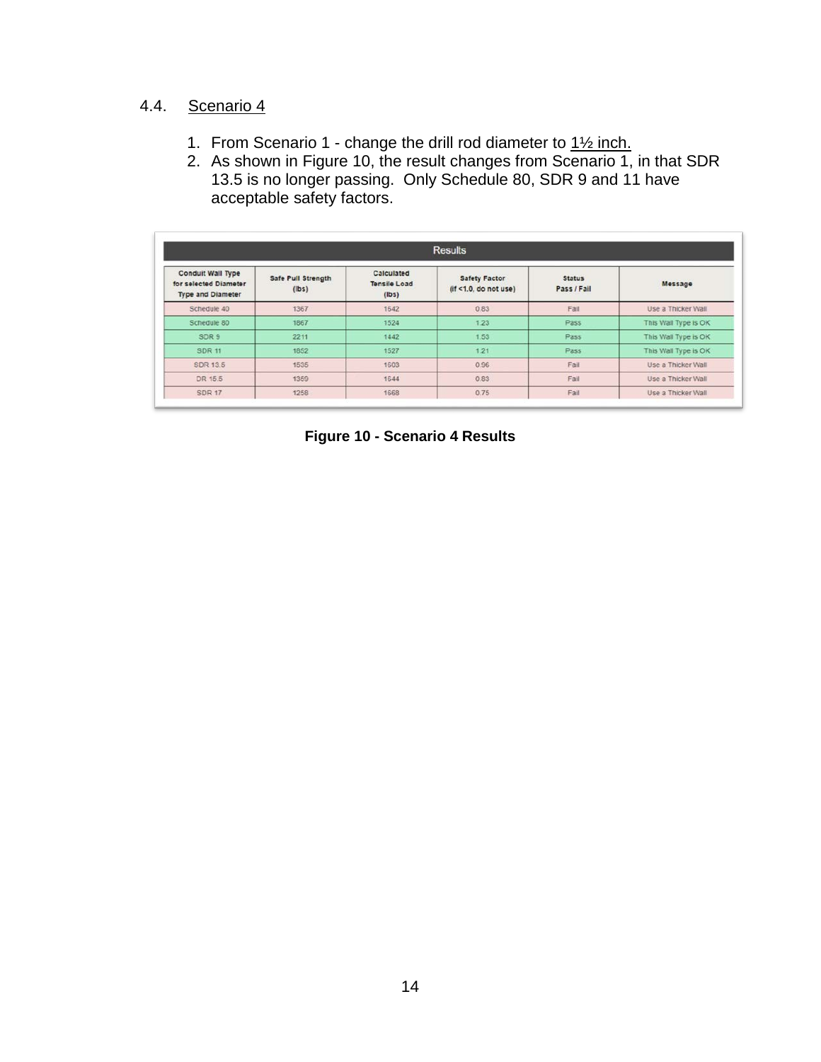## 4.4. Scenario 4

1. From Scenario 1 - change the drill rod diameter to 1½ inch.
2. As shown in Figure 10, the result changes from Scenario 1, in that SDR 13.5 is no longer passing. Only Schedule 80, SDR 9 and 11 have acceptable safety factors.

| Results | | | | | |
|---|---|---|---|---|---|
| Conduit Wall Type for selected Diameter Type and Diameter | Safe Pull Strength (lbs) | Calculated Tensile Load (lbs) | Safety Factor (if <1.0, do not use) | Status Pass / Fail | Message |
| Schedule 40 | 1367 | 1642 | 0.83 | Fail | Use a Thicker Wall |
| Schedule 80 | 1867 | 1524 | 1.23 | Pass | This Wall Type is OK |
| SDR 9 | 2211 | 1442 | 1.53 | Pass | This Wall Type is OK |
| SDR 11 | 1852 | 1527 | 1.21 | Pass | This Wall Type is OK |
| SDR 13.5 | 1535 | 1603 | 0.96 | Fail | Use a Thicker Wall |
| DR 15.5 | 1359 | 1644 | 0.83 | Fail | Use a Thicker Wall |
| SDR 17 | 1258 | 1668 | 0.75 | Fail | Use a Thicker Wall |

**Figure 10 - Scenario 4 Results**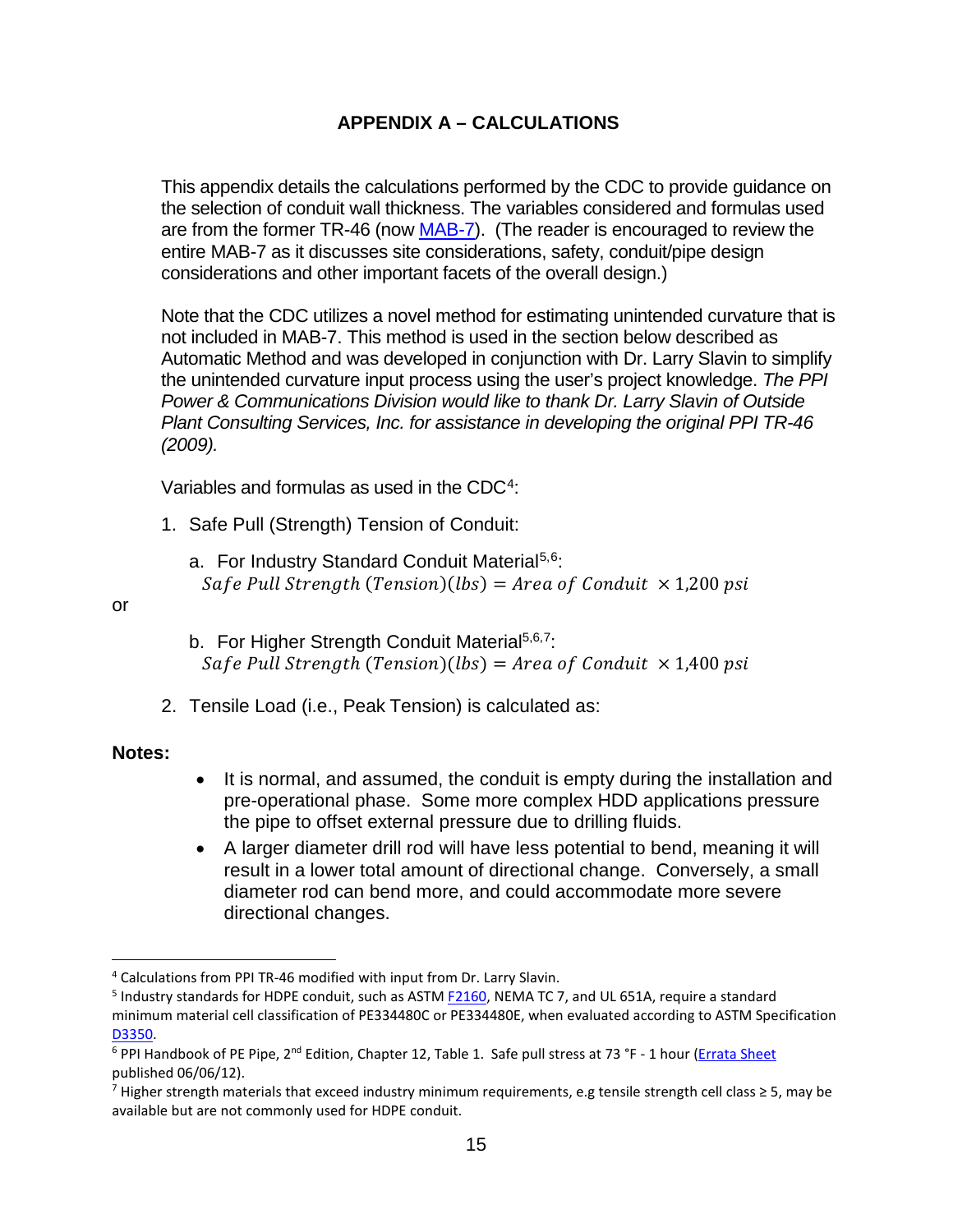## APPENDIX A – CALCULATIONS

This appendix details the calculations performed by the CDC to provide guidance on the selection of conduit wall thickness. The variables considered and formulas used are from the former TR-46 (now MAB-7). (The reader is encouraged to review the entire MAB-7 as it discusses site considerations, safety, conduit/pipe design considerations and other important facets of the overall design.)

Note that the CDC utilizes a novel method for estimating unintended curvature that is not included in MAB-7. This method is used in the section below described as Automatic Method and was developed in conjunction with Dr. Larry Slavin to simplify the unintended curvature input process using the user's project knowledge. *The PPI Power & Communications Division would like to thank Dr. Larry Slavin of Outside Plant Consulting Services, Inc. for assistance in developing the original PPI TR-46 (2009).*

Variables and formulas as used in the CDC[4]:

1. Safe Pull (Strength) Tension of Conduit:

   a. For Industry Standard Conduit Material[5,6]:
   $Safe\ Pull\ Strength\ (Tension)(lbs) = Area\ of\ Conduit\ \times 1{,}200\ psi$

or

   b. For Higher Strength Conduit Material[5,6,7]:
   $Safe\ Pull\ Strength\ (Tension)(lbs) = Area\ of\ Conduit\ \times 1{,}400\ psi$

2. Tensile Load (i.e., Peak Tension) is calculated as:

**Notes:**

- It is normal, and assumed, the conduit is empty during the installation and pre-operational phase. Some more complex HDD applications pressure the pipe to offset external pressure due to drilling fluids.
- A larger diameter drill rod will have less potential to bend, meaning it will result in a lower total amount of directional change. Conversely, a small diameter rod can bend more, and could accommodate more severe directional changes.

---

[4] Calculations from PPI TR-46 modified with input from Dr. Larry Slavin.

[5] Industry standards for HDPE conduit, such as ASTM F2160, NEMA TC 7, and UL 651A, require a standard minimum material cell classification of PE334480C or PE334480E, when evaluated according to ASTM Specification D3350.

[6] PPI Handbook of PE Pipe, 2nd Edition, Chapter 12, Table 1. Safe pull stress at 73 °F - 1 hour (Errata Sheet published 06/06/12).

[7] Higher strength materials that exceed industry minimum requirements, e.g tensile strength cell class ≥ 5, may be available but are not commonly used for HDPE conduit.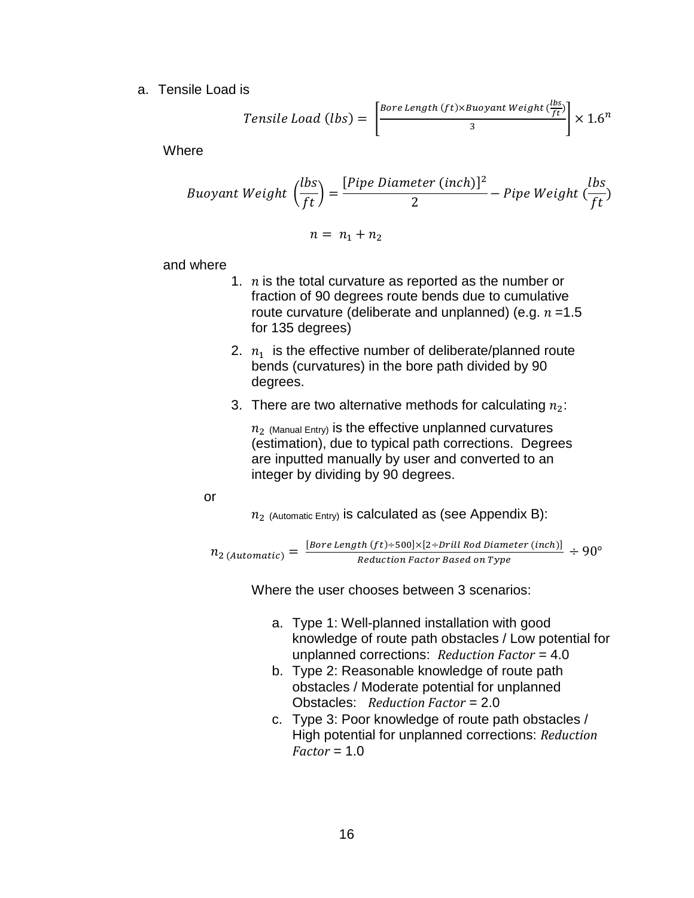a. Tensile Load is

$$Tensile\ Load\ (lbs) = \left[\frac{Bore\ Length\ (ft) \times Buoyant\ Weight\ (\frac{lbs}{ft})}{3}\right] \times 1.6^{n}$$

Where

$$Buoyant\ Weight\ \left(\frac{lbs}{ft}\right) = \frac{[Pipe\ Diameter\ (inch)]^2}{2} - Pipe\ Weight\ (\frac{lbs}{ft})$$

$$n = n_1 + n_2$$

and where

1. $n$ is the total curvature as reported as the number or fraction of 90 degrees route bends due to cumulative route curvature (deliberate and unplanned) (e.g. $n$ =1.5 for 135 degrees)
2. $n_1$ is the effective number of deliberate/planned route bends (curvatures) in the bore path divided by 90 degrees.
3. There are two alternative methods for calculating $n_2$:

   $n_{2\ (\text{Manual Entry})}$ is the effective unplanned curvatures (estimation), due to typical path corrections. Degrees are inputted manually by user and converted to an integer by dividing by 90 degrees.

or

$n_{2\ (\text{Automatic Entry})}$ is calculated as (see Appendix B):

$$n_{2\ (Automatic)} = \frac{[Bore\ Length\ (ft) \div 500] \times [2 \div Drill\ Rod\ Diameter\ (inch)]}{Reduction\ Factor\ Based\ on\ Type} \div 90°$$

Where the user chooses between 3 scenarios:

a. Type 1: Well-planned installation with good knowledge of route path obstacles / Low potential for unplanned corrections: *Reduction Factor* = 4.0
b. Type 2: Reasonable knowledge of route path obstacles / Moderate potential for unplanned Obstacles: *Reduction Factor* = 2.0
c. Type 3: Poor knowledge of route path obstacles / High potential for unplanned corrections: *Reduction Factor* = 1.0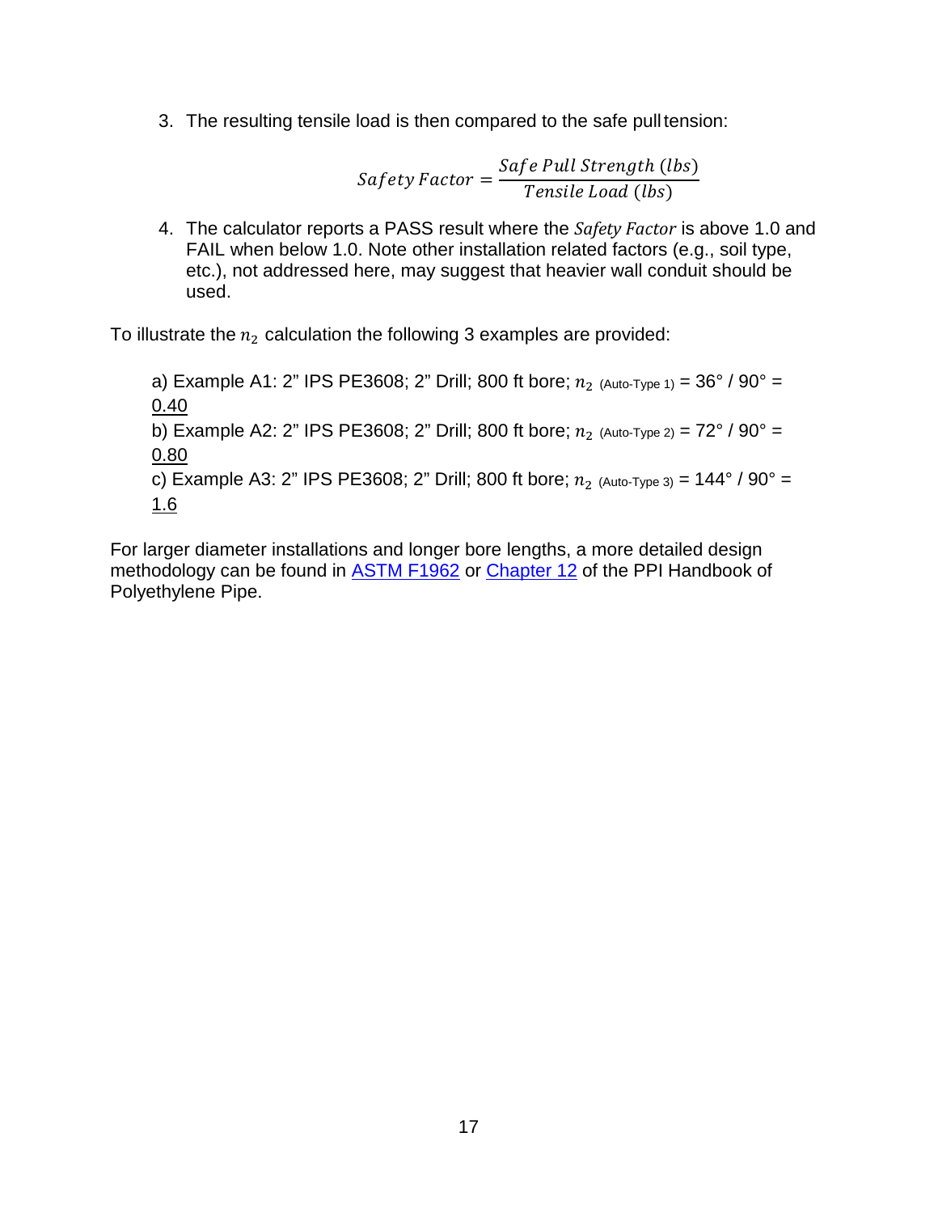3. The resulting tensile load is then compared to the safe pull tension:

$$Safety\ Factor = \frac{Safe\ Pull\ Strength\ (lbs)}{Tensile\ Load\ (lbs)}$$

4. The calculator reports a PASS result where the *Safety Factor* is above 1.0 and FAIL when below 1.0. Note other installation related factors (e.g., soil type, etc.), not addressed here, may suggest that heavier wall conduit should be used.

To illustrate the $n_2$ calculation the following 3 examples are provided:

a) Example A1: 2" IPS PE3608; 2" Drill; 800 ft bore; $n_{2\ (\text{Auto-Type 1})}$ = 36° / 90° = 0.40

b) Example A2: 2" IPS PE3608; 2" Drill; 800 ft bore; $n_{2\ (\text{Auto-Type 2})}$ = 72° / 90° = 0.80

c) Example A3: 2" IPS PE3608; 2" Drill; 800 ft bore; $n_{2\ (\text{Auto-Type 3})}$ = 144° / 90° = 1.6

For larger diameter installations and longer bore lengths, a more detailed design methodology can be found in ASTM F1962 or Chapter 12 of the PPI Handbook of Polyethylene Pipe.